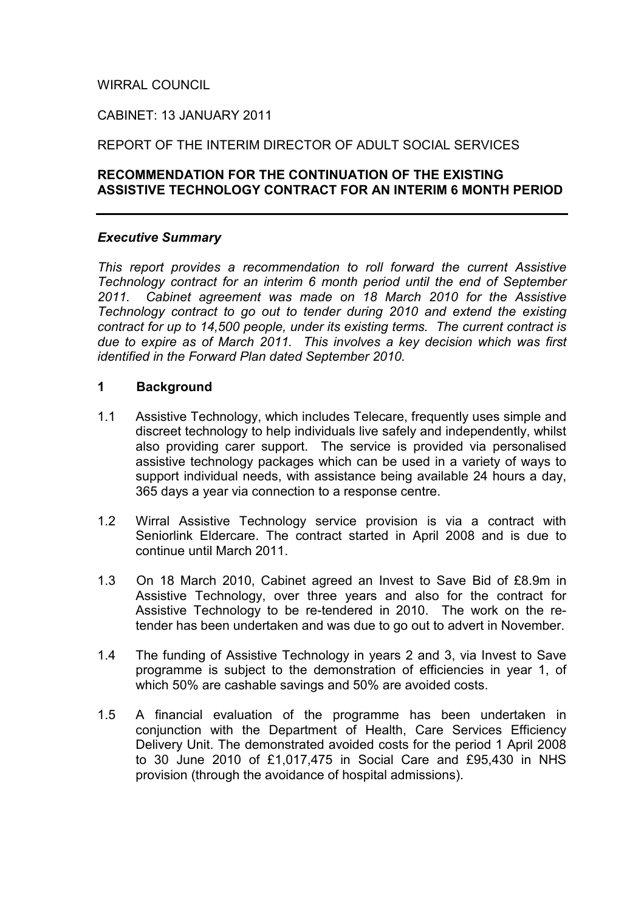WIRRAL COUNCIL

CABINET: 13 JANUARY 2011

REPORT OF THE INTERIM DIRECTOR OF ADULT SOCIAL SERVICES

**RECOMMENDATION FOR THE CONTINUATION OF THE EXISTING ASSISTIVE TECHNOLOGY CONTRACT FOR AN INTERIM 6 MONTH PERIOD**

---

***Executive Summary***

*This report provides a recommendation to roll forward the current Assistive Technology contract for an interim 6 month period until the end of September 2011. Cabinet agreement was made on 18 March 2010 for the Assistive Technology contract to go out to tender during 2010 and extend the existing contract for up to 14,500 people, under its existing terms. The current contract is due to expire as of March 2011. This involves a key decision which was first identified in the Forward Plan dated September 2010.*

## 1 Background

1.1 Assistive Technology, which includes Telecare, frequently uses simple and discreet technology to help individuals live safely and independently, whilst also providing carer support. The service is provided via personalised assistive technology packages which can be used in a variety of ways to support individual needs, with assistance being available 24 hours a day, 365 days a year via connection to a response centre.

1.2 Wirral Assistive Technology service provision is via a contract with Seniorlink Eldercare. The contract started in April 2008 and is due to continue until March 2011.

1.3 On 18 March 2010, Cabinet agreed an Invest to Save Bid of £8.9m in Assistive Technology, over three years and also for the contract for Assistive Technology to be re-tendered in 2010. The work on the re-tender has been undertaken and was due to go out to advert in November.

1.4 The funding of Assistive Technology in years 2 and 3, via Invest to Save programme is subject to the demonstration of efficiencies in year 1, of which 50% are cashable savings and 50% are avoided costs.

1.5 A financial evaluation of the programme has been undertaken in conjunction with the Department of Health, Care Services Efficiency Delivery Unit. The demonstrated avoided costs for the period 1 April 2008 to 30 June 2010 of £1,017,475 in Social Care and £95,430 in NHS provision (through the avoidance of hospital admissions).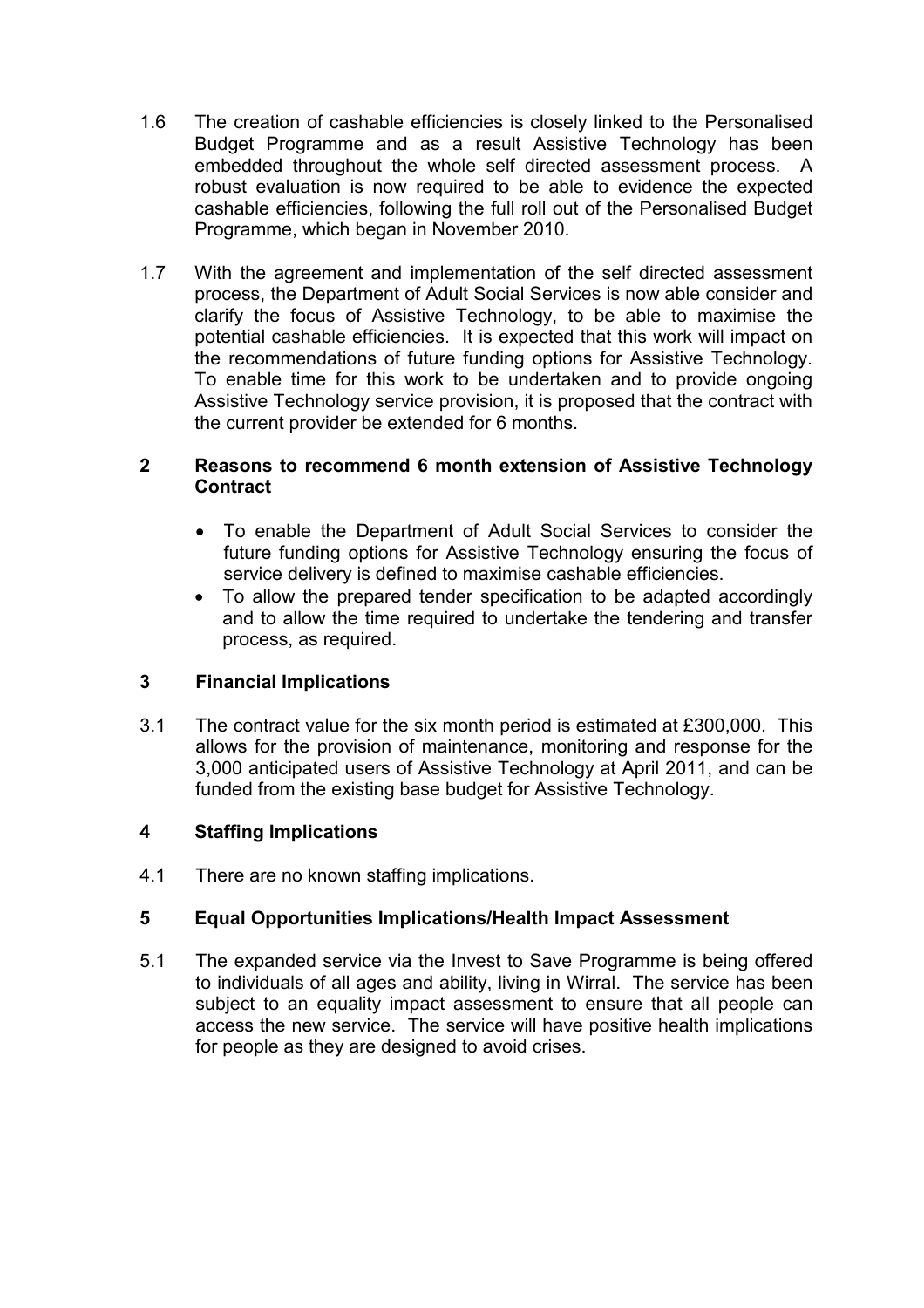1.6 The creation of cashable efficiencies is closely linked to the Personalised Budget Programme and as a result Assistive Technology has been embedded throughout the whole self directed assessment process. A robust evaluation is now required to be able to evidence the expected cashable efficiencies, following the full roll out of the Personalised Budget Programme, which began in November 2010.

1.7 With the agreement and implementation of the self directed assessment process, the Department of Adult Social Services is now able consider and clarify the focus of Assistive Technology, to be able to maximise the potential cashable efficiencies. It is expected that this work will impact on the recommendations of future funding options for Assistive Technology. To enable time for this work to be undertaken and to provide ongoing Assistive Technology service provision, it is proposed that the contract with the current provider be extended for 6 months.

## 2 Reasons to recommend 6 month extension of Assistive Technology Contract

- To enable the Department of Adult Social Services to consider the future funding options for Assistive Technology ensuring the focus of service delivery is defined to maximise cashable efficiencies.
- To allow the prepared tender specification to be adapted accordingly and to allow the time required to undertake the tendering and transfer process, as required.

## 3 Financial Implications

3.1 The contract value for the six month period is estimated at £300,000. This allows for the provision of maintenance, monitoring and response for the 3,000 anticipated users of Assistive Technology at April 2011, and can be funded from the existing base budget for Assistive Technology.

## 4 Staffing Implications

4.1 There are no known staffing implications.

## 5 Equal Opportunities Implications/Health Impact Assessment

5.1 The expanded service via the Invest to Save Programme is being offered to individuals of all ages and ability, living in Wirral. The service has been subject to an equality impact assessment to ensure that all people can access the new service. The service will have positive health implications for people as they are designed to avoid crises.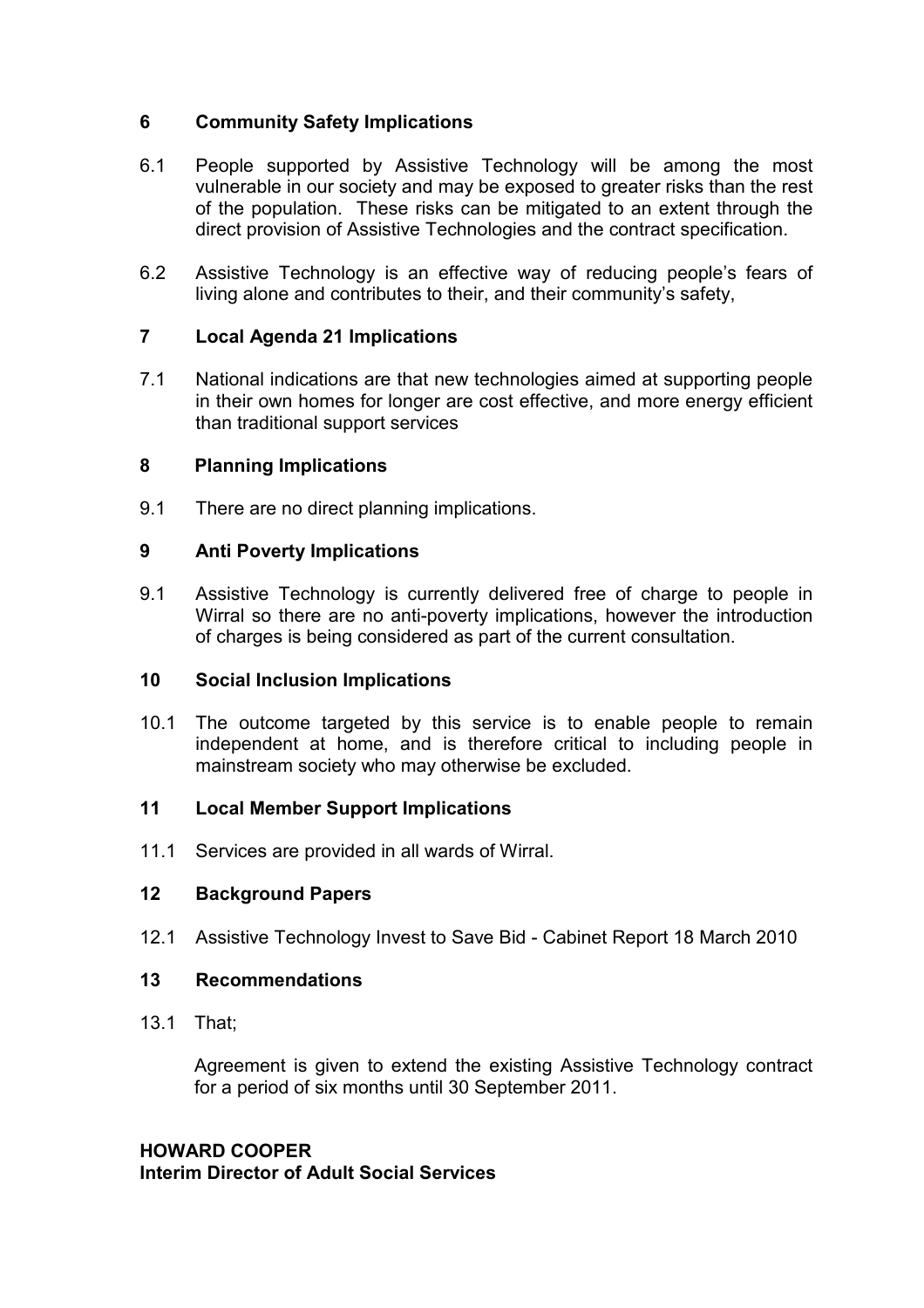## 6 Community Safety Implications

6.1 People supported by Assistive Technology will be among the most vulnerable in our society and may be exposed to greater risks than the rest of the population. These risks can be mitigated to an extent through the direct provision of Assistive Technologies and the contract specification.

6.2 Assistive Technology is an effective way of reducing people's fears of living alone and contributes to their, and their community's safety,

## 7 Local Agenda 21 Implications

7.1 National indications are that new technologies aimed at supporting people in their own homes for longer are cost effective, and more energy efficient than traditional support services

## 8 Planning Implications

9.1 There are no direct planning implications.

## 9 Anti Poverty Implications

9.1 Assistive Technology is currently delivered free of charge to people in Wirral so there are no anti-poverty implications, however the introduction of charges is being considered as part of the current consultation.

## 10 Social Inclusion Implications

10.1 The outcome targeted by this service is to enable people to remain independent at home, and is therefore critical to including people in mainstream society who may otherwise be excluded.

## 11 Local Member Support Implications

11.1 Services are provided in all wards of Wirral.

## 12 Background Papers

12.1 Assistive Technology Invest to Save Bid - Cabinet Report 18 March 2010

## 13 Recommendations

13.1 That;

Agreement is given to extend the existing Assistive Technology contract for a period of six months until 30 September 2011.

**HOWARD COOPER**
**Interim Director of Adult Social Services**